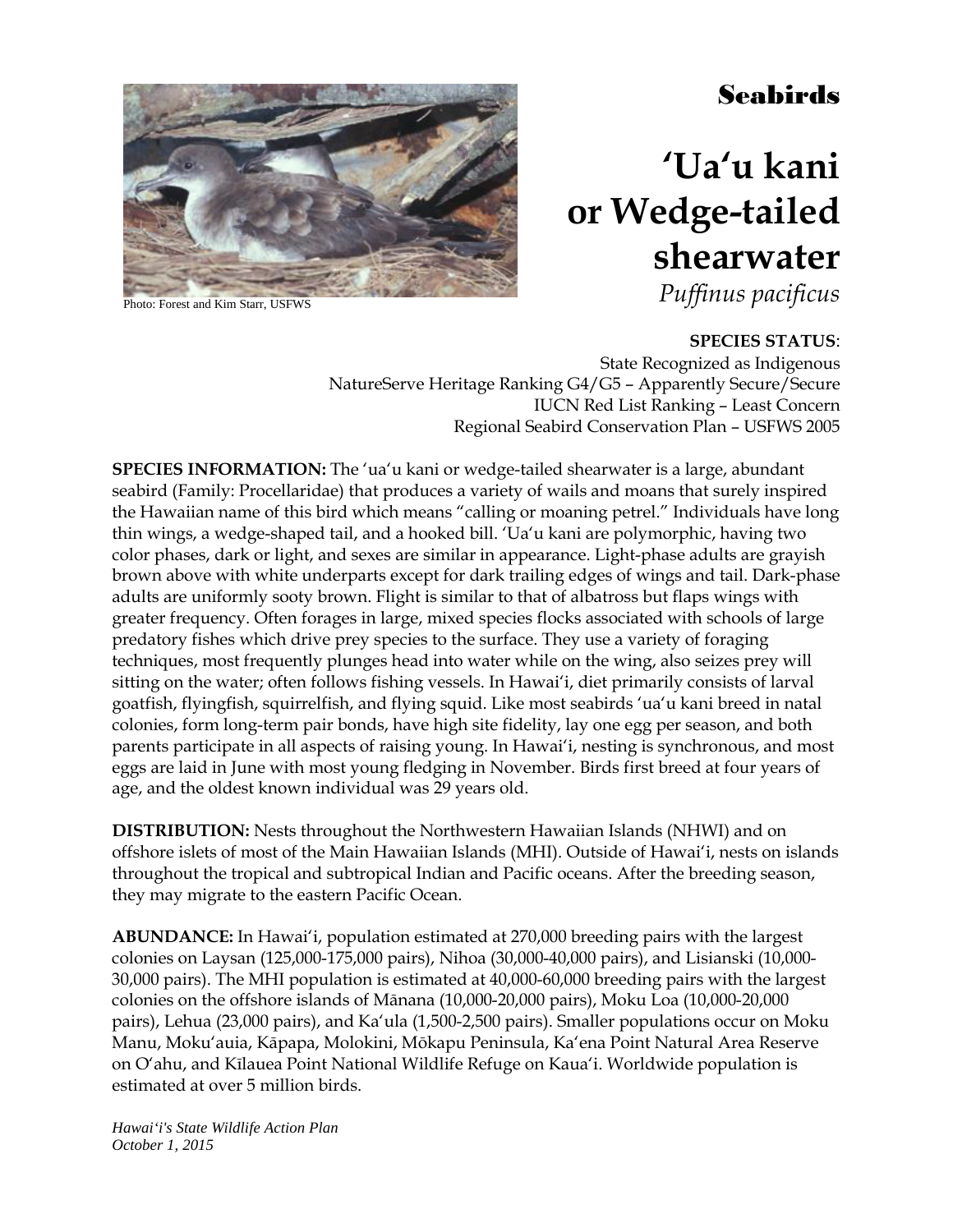Photo: Forest and Kim Starr, USFWS

## Seabirds

# ʻUaʻu kani or Wedge-tailed shearwater

*Puffinus pacificus*

**SPECIES STATUS**:
State Recognized as Indigenous
NatureServe Heritage Ranking G4/G5 – Apparently Secure/Secure
IUCN Red List Ranking – Least Concern
Regional Seabird Conservation Plan – USFWS 2005

**SPECIES INFORMATION:** The ʻuaʻu kani or wedge-tailed shearwater is a large, abundant seabird (Family: Procellaridae) that produces a variety of wails and moans that surely inspired the Hawaiian name of this bird which means "calling or moaning petrel." Individuals have long thin wings, a wedge-shaped tail, and a hooked bill. ʻUaʻu kani are polymorphic, having two color phases, dark or light, and sexes are similar in appearance. Light-phase adults are grayish brown above with white underparts except for dark trailing edges of wings and tail. Dark-phase adults are uniformly sooty brown. Flight is similar to that of albatross but flaps wings with greater frequency. Often forages in large, mixed species flocks associated with schools of large predatory fishes which drive prey species to the surface. They use a variety of foraging techniques, most frequently plunges head into water while on the wing, also seizes prey will sitting on the water; often follows fishing vessels. In Hawaiʻi, diet primarily consists of larval goatfish, flyingfish, squirrelfish, and flying squid. Like most seabirds ʻuaʻu kani breed in natal colonies, form long-term pair bonds, have high site fidelity, lay one egg per season, and both parents participate in all aspects of raising young. In Hawaiʻi, nesting is synchronous, and most eggs are laid in June with most young fledging in November. Birds first breed at four years of age, and the oldest known individual was 29 years old.

**DISTRIBUTION:** Nests throughout the Northwestern Hawaiian Islands (NHWI) and on offshore islets of most of the Main Hawaiian Islands (MHI). Outside of Hawaiʻi, nests on islands throughout the tropical and subtropical Indian and Pacific oceans. After the breeding season, they may migrate to the eastern Pacific Ocean.

**ABUNDANCE:** In Hawaiʻi, population estimated at 270,000 breeding pairs with the largest colonies on Laysan (125,000-175,000 pairs), Nihoa (30,000-40,000 pairs), and Lisianski (10,000-30,000 pairs). The MHI population is estimated at 40,000-60,000 breeding pairs with the largest colonies on the offshore islands of Mānana (10,000-20,000 pairs), Moku Loa (10,000-20,000 pairs), Lehua (23,000 pairs), and Kaʻula (1,500-2,500 pairs). Smaller populations occur on Moku Manu, Mokuʻauia, Kāpapa, Molokini, Mōkapu Peninsula, Kaʻena Point Natural Area Reserve on Oʻahu, and Kīlauea Point National Wildlife Refuge on Kauaʻi. Worldwide population is estimated at over 5 million birds.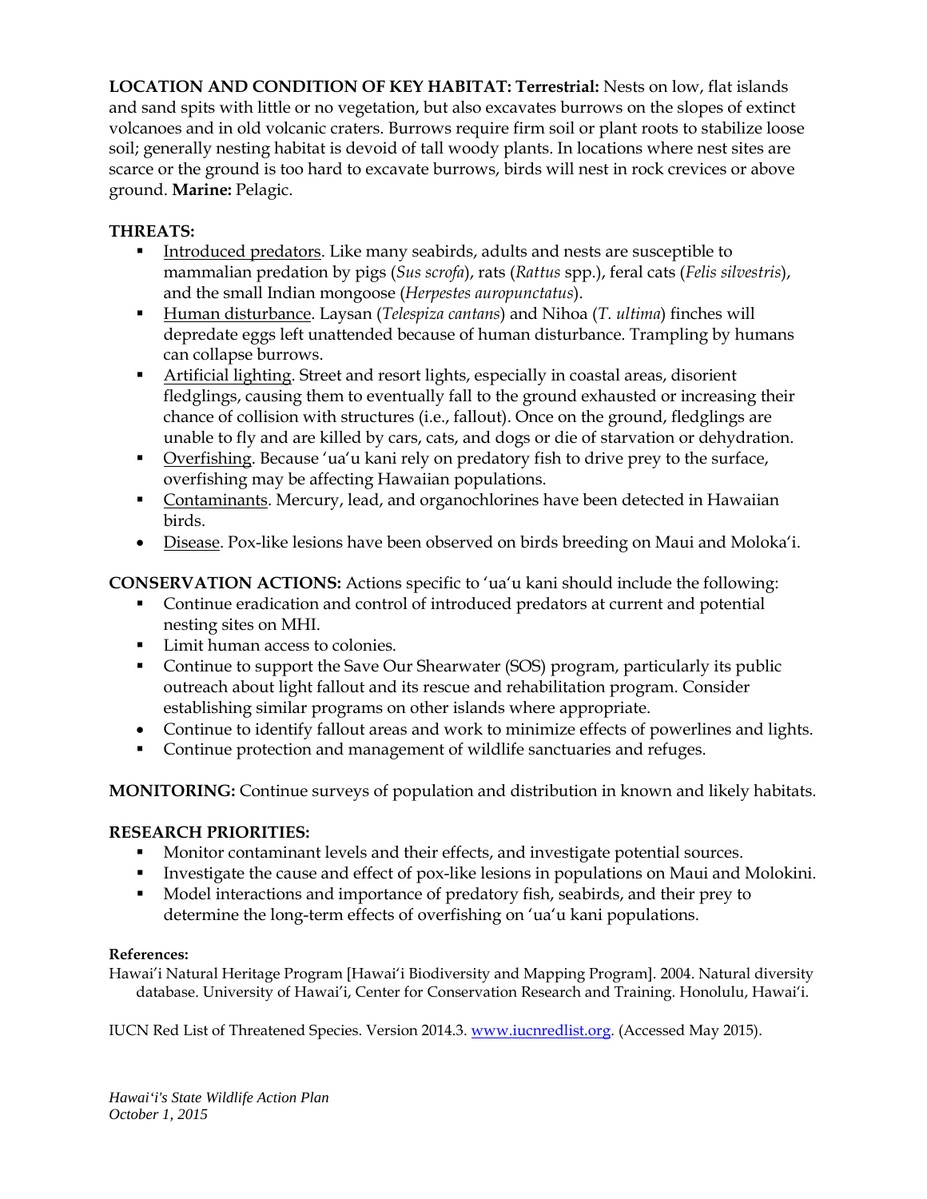**LOCATION AND CONDITION OF KEY HABITAT: Terrestrial:** Nests on low, flat islands and sand spits with little or no vegetation, but also excavates burrows on the slopes of extinct volcanoes and in old volcanic craters. Burrows require firm soil or plant roots to stabilize loose soil; generally nesting habitat is devoid of tall woody plants. In locations where nest sites are scarce or the ground is too hard to excavate burrows, birds will nest in rock crevices or above ground. **Marine:** Pelagic.

**THREATS:**

- Introduced predators. Like many seabirds, adults and nests are susceptible to mammalian predation by pigs (*Sus scrofa*), rats (*Rattus* spp.), feral cats (*Felis silvestris*), and the small Indian mongoose (*Herpestes auropunctatus*).
- Human disturbance. Laysan (*Telespiza cantans*) and Nihoa (*T. ultima*) finches will depredate eggs left unattended because of human disturbance. Trampling by humans can collapse burrows.
- Artificial lighting. Street and resort lights, especially in coastal areas, disorient fledglings, causing them to eventually fall to the ground exhausted or increasing their chance of collision with structures (i.e., fallout). Once on the ground, fledglings are unable to fly and are killed by cars, cats, and dogs or die of starvation or dehydration.
- Overfishing. Because ʻuaʻu kani rely on predatory fish to drive prey to the surface, overfishing may be affecting Hawaiian populations.
- Contaminants. Mercury, lead, and organochlorines have been detected in Hawaiian birds.
- Disease. Pox-like lesions have been observed on birds breeding on Maui and Molokaʻi.

**CONSERVATION ACTIONS:** Actions specific to ʻuaʻu kani should include the following:

- Continue eradication and control of introduced predators at current and potential nesting sites on MHI.
- Limit human access to colonies.
- Continue to support the Save Our Shearwater (SOS) program, particularly its public outreach about light fallout and its rescue and rehabilitation program. Consider establishing similar programs on other islands where appropriate.
- Continue to identify fallout areas and work to minimize effects of powerlines and lights.
- Continue protection and management of wildlife sanctuaries and refuges.

**MONITORING:** Continue surveys of population and distribution in known and likely habitats.

**RESEARCH PRIORITIES:**

- Monitor contaminant levels and their effects, and investigate potential sources.
- Investigate the cause and effect of pox-like lesions in populations on Maui and Molokini.
- Model interactions and importance of predatory fish, seabirds, and their prey to determine the long-term effects of overfishing on ʻuaʻu kani populations.

**References:**

Hawaiʻi Natural Heritage Program [Hawaiʻi Biodiversity and Mapping Program]. 2004. Natural diversity database. University of Hawaiʻi, Center for Conservation Research and Training. Honolulu, Hawaiʻi.

IUCN Red List of Threatened Species. Version 2014.3. www.iucnredlist.org. (Accessed May 2015).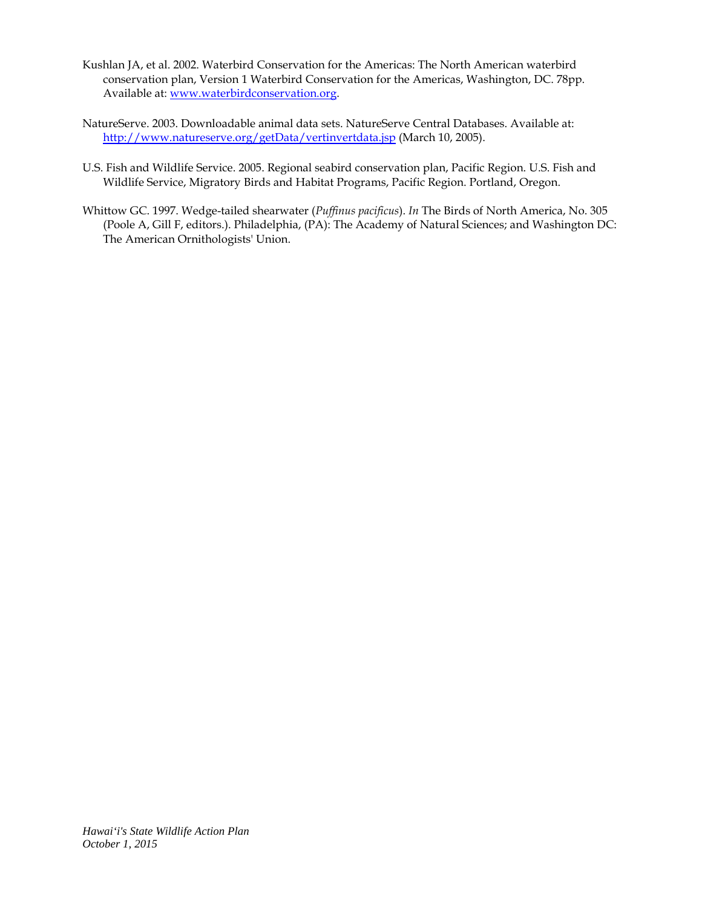Kushlan JA, et al. 2002. Waterbird Conservation for the Americas: The North American waterbird conservation plan, Version 1 Waterbird Conservation for the Americas, Washington, DC. 78pp. Available at: www.waterbirdconservation.org.

NatureServe. 2003. Downloadable animal data sets. NatureServe Central Databases. Available at: http://www.natureserve.org/getData/vertinvertdata.jsp (March 10, 2005).

U.S. Fish and Wildlife Service. 2005. Regional seabird conservation plan, Pacific Region. U.S. Fish and Wildlife Service, Migratory Birds and Habitat Programs, Pacific Region. Portland, Oregon.

Whittow GC. 1997. Wedge-tailed shearwater (*Puffinus pacificus*). *In* The Birds of North America, No. 305 (Poole A, Gill F, editors.). Philadelphia, (PA): The Academy of Natural Sciences; and Washington DC: The American Ornithologists' Union.